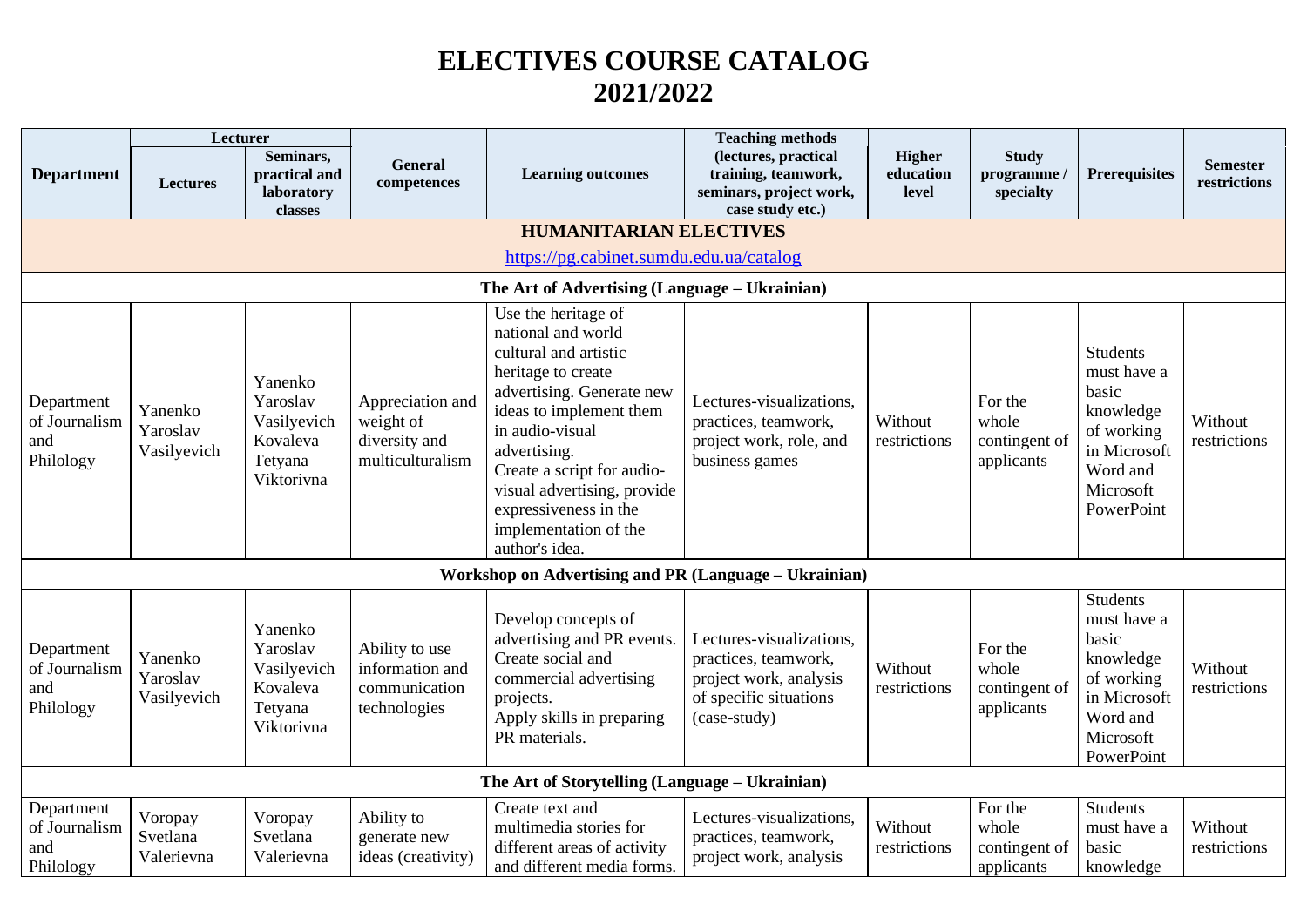# ELECTIVES COURSE CATALOG
# 2021/2022

| Department | Lecturer | | General competences | Learning outcomes | Teaching methods (lectures, practical training, teamwork, seminars, project work, case study etc.) | Higher education level | Study programme / specialty | Prerequisites | Semester restrictions |
|---|---|---|---|---|---|---|---|---|---|
| | Lectures | Seminars, practical and laboratory classes | | | | | | | |
| **HUMANITARIAN ELECTIVES** https://pg.cabinet.sumdu.edu.ua/catalog | | | | | | | | | |
| **The Art of Advertising (Language – Ukrainian)** | | | | | | | | | |
| Department of Journalism and Philology | Yanenko Yaroslav Vasilyevich | Yanenko Yaroslav Vasilyevich Kovaleva Tetyana Viktorivna | Appreciation and weight of diversity and multiculturalism | Use the heritage of national and world cultural and artistic heritage to create advertising. Generate new ideas to implement them in audio-visual advertising. Create a script for audio-visual advertising, provide expressiveness in the implementation of the author's idea. | Lectures-visualizations, practices, teamwork, project work, role, and business games | Without restrictions | For the whole contingent of applicants | Students must have a basic knowledge of working in Microsoft Word and Microsoft PowerPoint | Without restrictions |
| **Workshop on Advertising and PR (Language – Ukrainian)** | | | | | | | | | |
| Department of Journalism and Philology | Yanenko Yaroslav Vasilyevich | Yanenko Yaroslav Vasilyevich Kovaleva Tetyana Viktorivna | Ability to use information and communication technologies | Develop concepts of advertising and PR events. Create social and commercial advertising projects. Apply skills in preparing PR materials. | Lectures-visualizations, practices, teamwork, project work, analysis of specific situations (case-study) | Without restrictions | For the whole contingent of applicants | Students must have a basic knowledge of working in Microsoft Word and Microsoft PowerPoint | Without restrictions |
| **The Art of Storytelling (Language – Ukrainian)** | | | | | | | | | |
| Department of Journalism and Philology | Voropay Svetlana Valerievna | Voropay Svetlana Valerievna | Ability to generate new ideas (creativity) | Create text and multimedia stories for different areas of activity and different media forms. | Lectures-visualizations, practices, teamwork, project work, analysis | Without restrictions | For the whole contingent of applicants | Students must have a basic knowledge | Without restrictions |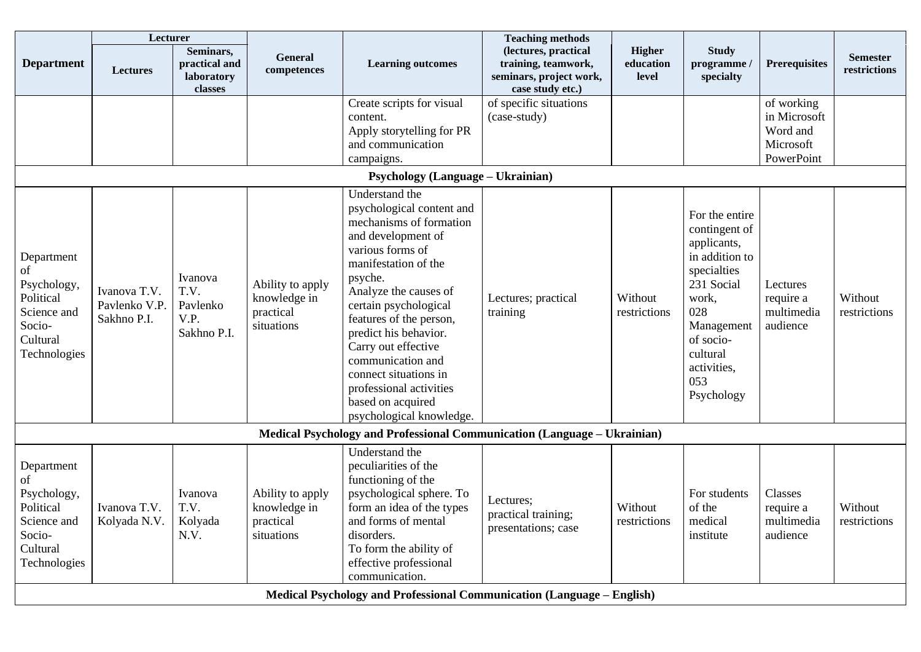| Department | Lecturer | | General competences | Learning outcomes | Teaching methods (lectures, practical training, teamwork, seminars, project work, case study etc.) | Higher education level | Study programme / specialty | Prerequisites | Semester restrictions |
|---|---|---|---|---|---|---|---|---|---|
| | Lectures | Seminars, practical and laboratory classes | | | | | | | |
| | | | | Create scripts for visual content.<br>Apply storytelling for PR and communication campaigns. | of specific situations (case-study) | | | of working in Microsoft Word and Microsoft PowerPoint | |
| **Psychology (Language – Ukrainian)** | | | | | | | | | |
| Department of Psychology, Political Science and Socio-Cultural Technologies | Ivanova T.V.<br>Pavlenko V.P.<br>Sakhno P.I. | Ivanova T.V.<br>Pavlenko V.P.<br>Sakhno P.I. | Ability to apply knowledge in practical situations | Understand the psychological content and mechanisms of formation and development of various forms of manifestation of the psyche.<br>Analyze the causes of certain psychological features of the person, predict his behavior.<br>Carry out effective communication and connect situations in professional activities based on acquired psychological knowledge. | Lectures; practical training | Without restrictions | For the entire contingent of applicants, in addition to specialties 231 Social work, 028 Management of socio-cultural activities, 053 Psychology | Lectures require a multimedia audience | Without restrictions |
| **Medical Psychology and Professional Communication (Language – Ukrainian)** | | | | | | | | | |
| Department of Psychology, Political Science and Socio-Cultural Technologies | Ivanova T.V.<br>Kolyada N.V. | Ivanova T.V.<br>Kolyada N.V. | Ability to apply knowledge in practical situations | Understand the peculiarities of the functioning of the psychological sphere. To form an idea of the types and forms of mental disorders.<br>To form the ability of effective professional communication. | Lectures;<br>practical training;<br>presentations; case | Without restrictions | For students of the medical institute | Classes require a multimedia audience | Without restrictions |
| **Medical Psychology and Professional Communication (Language – English)** | | | | | | | | | |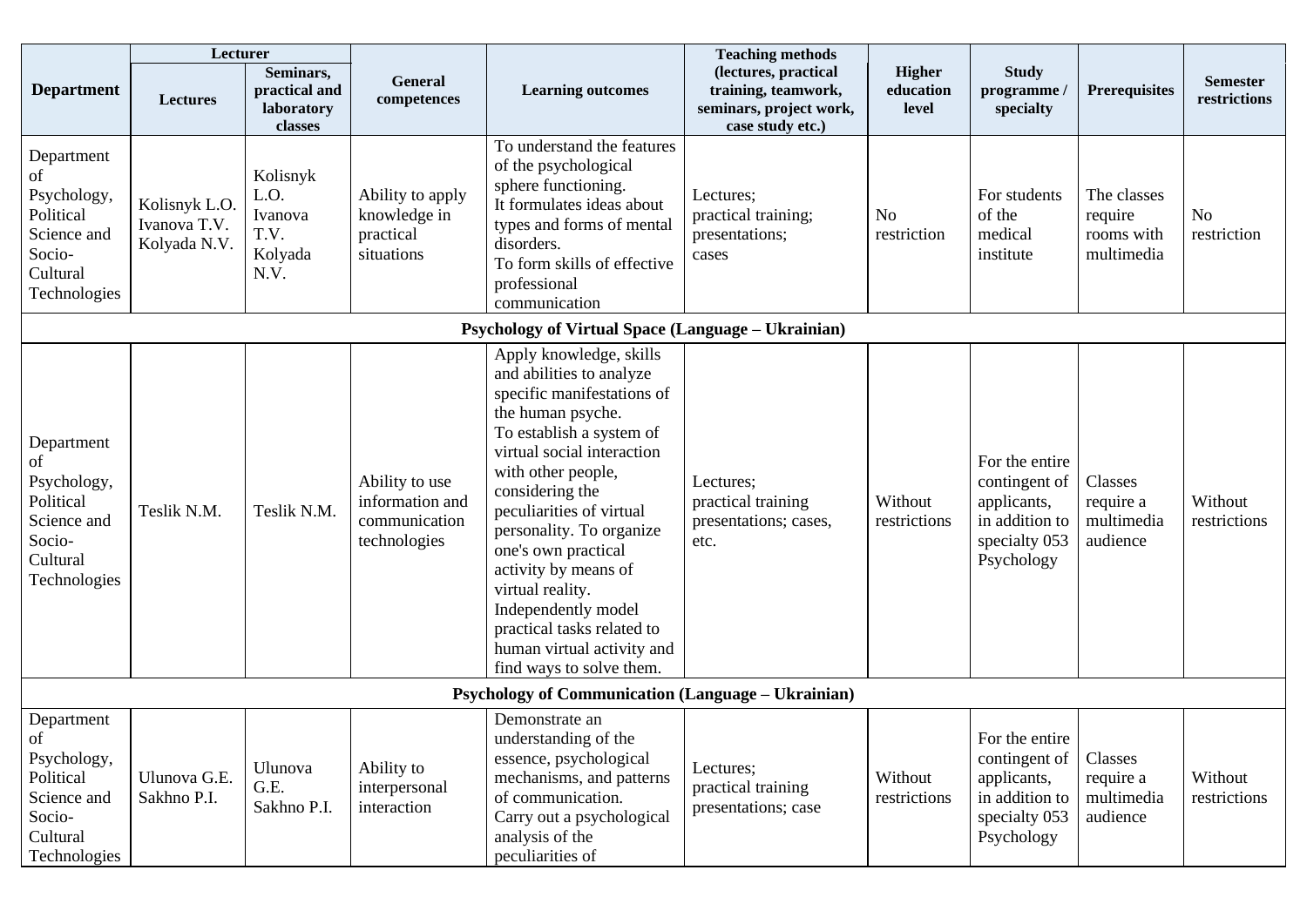| Department | Lecturer | | General competences | Learning outcomes | Teaching methods (lectures, practical training, teamwork, seminars, project work, case study etc.) | Higher education level | Study programme / specialty | Prerequisites | Semester restrictions |
|---|---|---|---|---|---|---|---|---|---|
| | Lectures | Seminars, practical and laboratory classes | | | | | | | |
| Department of Psychology, Political Science and Socio-Cultural Technologies | Kolisnyk L.O. Ivanova T.V. Kolyada N.V. | Kolisnyk L.O. Ivanova T.V. Kolyada N.V. | Ability to apply knowledge in practical situations | To understand the features of the psychological sphere functioning. It formulates ideas about types and forms of mental disorders. To form skills of effective professional communication | Lectures; practical training; presentations; cases | No restriction | For students of the medical institute | The classes require rooms with multimedia | No restriction |
| **Psychology of Virtual Space (Language – Ukrainian)** | | | | | | | | | |
| Department of Psychology, Political Science and Socio-Cultural Technologies | Teslik N.M. | Teslik N.M. | Ability to use information and communication technologies | Apply knowledge, skills and abilities to analyze specific manifestations of the human psyche. To establish a system of virtual social interaction with other people, considering the peculiarities of virtual personality. To organize one's own practical activity by means of virtual reality. Independently model practical tasks related to human virtual activity and find ways to solve them. | Lectures; practical training presentations; cases, etc. | Without restrictions | For the entire contingent of applicants, in addition to specialty 053 Psychology | Classes require a multimedia audience | Without restrictions |
| **Psychology of Communication (Language – Ukrainian)** | | | | | | | | | |
| Department of Psychology, Political Science and Socio-Cultural Technologies | Ulunova G.E. Sakhno P.I. | Ulunova G.E. Sakhno P.I. | Ability to interpersonal interaction | Demonstrate an understanding of the essence, psychological mechanisms, and patterns of communication. Carry out a psychological analysis of the peculiarities of | Lectures; practical training presentations; case | Without restrictions | For the entire contingent of applicants, in addition to specialty 053 Psychology | Classes require a multimedia audience | Without restrictions |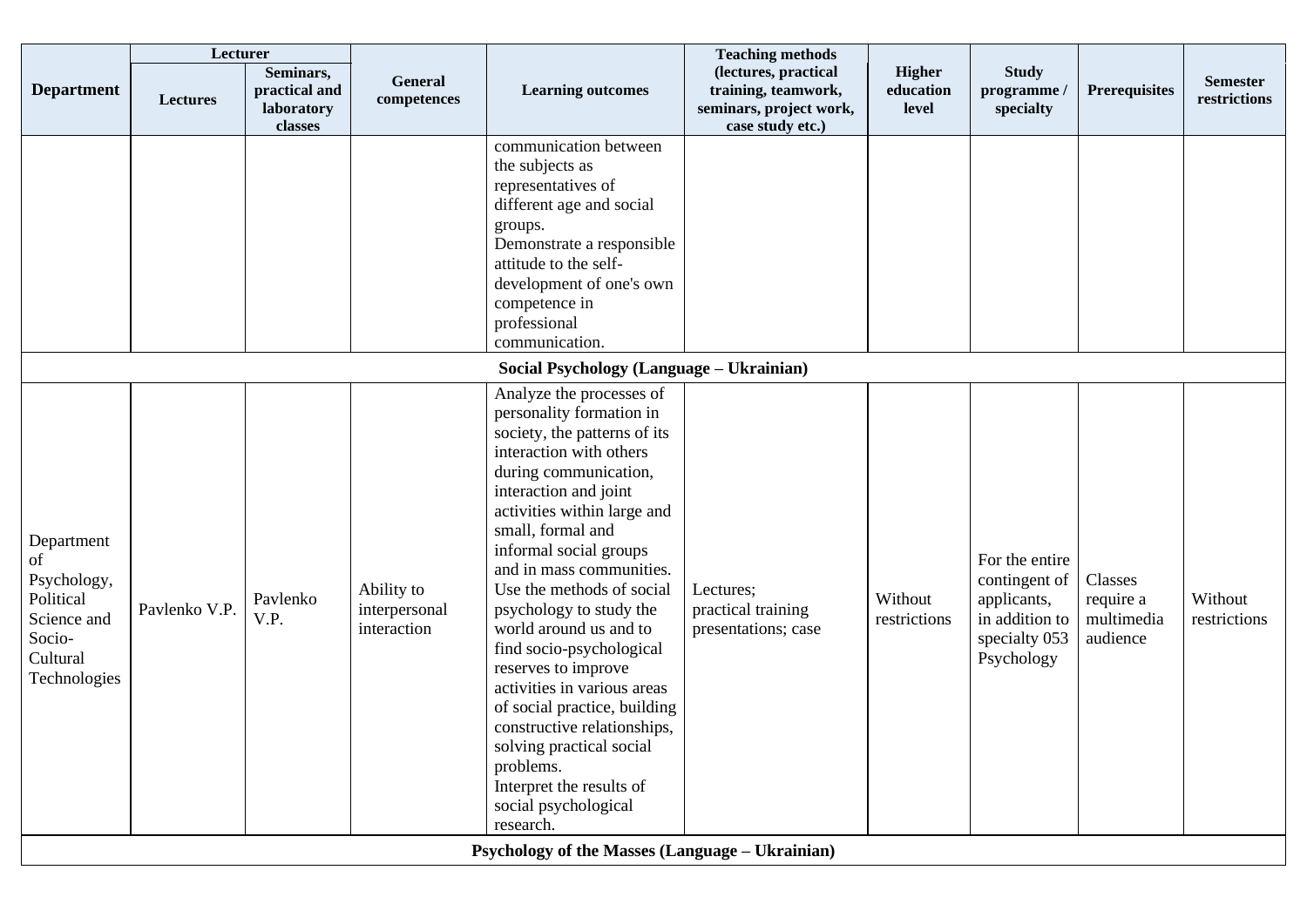| Department | Lecturer | | General competences | Learning outcomes | Teaching methods (lectures, practical training, teamwork, seminars, project work, case study etc.) | Higher education level | Study programme / specialty | Prerequisites | Semester restrictions |
|---|---|---|---|---|---|---|---|---|---|
| | Lectures | Seminars, practical and laboratory classes | | | | | | | |
| | | | | communication between the subjects as representatives of different age and social groups. Demonstrate a responsible attitude to the self-development of one's own competence in professional communication. | | | | | |
| **Social Psychology (Language – Ukrainian)** | | | | | | | | | |
| Department of Psychology, Political Science and Socio-Cultural Technologies | Pavlenko V.P. | Pavlenko V.P. | Ability to interpersonal interaction | Analyze the processes of personality formation in society, the patterns of its interaction with others during communication, interaction and joint activities within large and small, formal and informal social groups and in mass communities. Use the methods of social psychology to study the world around us and to find socio-psychological reserves to improve activities in various areas of social practice, building constructive relationships, solving practical social problems. Interpret the results of social psychological research. | Lectures; practical training presentations; case | Without restrictions | For the entire contingent of applicants, in addition to specialty 053 Psychology | Classes require a multimedia audience | Without restrictions |
| **Psychology of the Masses (Language – Ukrainian)** | | | | | | | | | |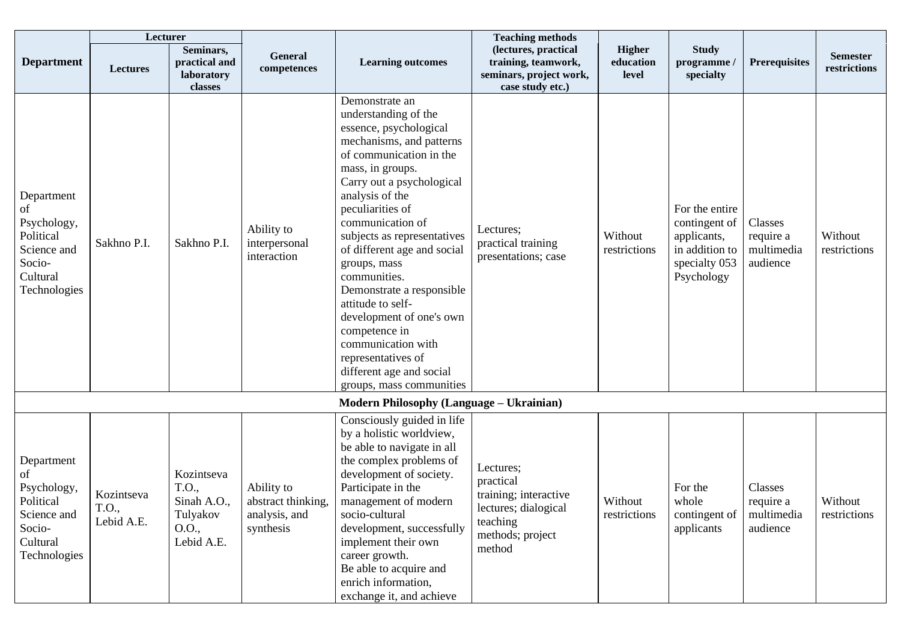| Department | Lecturer | | General competences | Learning outcomes | Teaching methods (lectures, practical training, teamwork, seminars, project work, case study etc.) | Higher education level | Study programme / specialty | Prerequisites | Semester restrictions |
|---|---|---|---|---|---|---|---|---|---|
| | Lectures | Seminars, practical and laboratory classes | | | | | | | |
| Department of Psychology, Political Science and Socio-Cultural Technologies | Sakhno P.I. | Sakhno P.I. | Ability to interpersonal interaction | Demonstrate an understanding of the essence, psychological mechanisms, and patterns of communication in the mass, in groups. Carry out a psychological analysis of the peculiarities of communication of subjects as representatives of different age and social groups, mass communities. Demonstrate a responsible attitude to self-development of one's own competence in communication with representatives of different age and social groups, mass communities | Lectures; practical training presentations; case | Without restrictions | For the entire contingent of applicants, in addition to specialty 053 Psychology | Classes require a multimedia audience | Without restrictions |
| **Modern Philosophy (Language – Ukrainian)** | | | | | | | | | |
| Department of Psychology, Political Science and Socio-Cultural Technologies | Kozintseva T.O., Lebid A.E. | Kozintseva T.O., Sinah A.O., Tulyakov O.O., Lebid A.E. | Ability to abstract thinking, analysis, and synthesis | Consciously guided in life by a holistic worldview, be able to navigate in all the complex problems of development of society. Participate in the management of modern socio-cultural development, successfully implement their own career growth. Be able to acquire and enrich information, exchange it, and achieve | Lectures; practical training; interactive lectures; dialogical teaching methods; project method | Without restrictions | For the whole contingent of applicants | Classes require a multimedia audience | Without restrictions |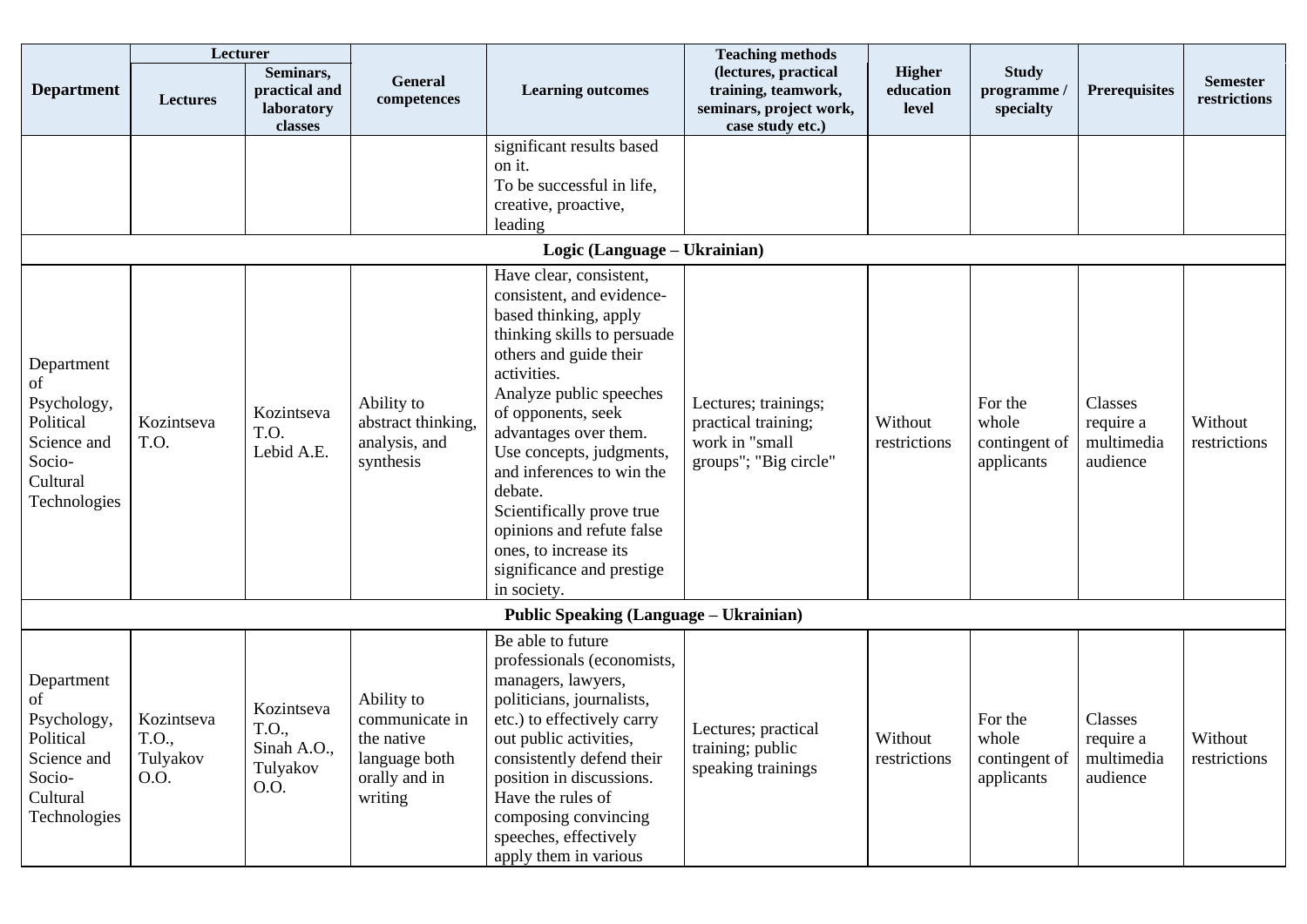| Department | Lecturer | | General competences | Learning outcomes | Teaching methods (lectures, practical training, teamwork, seminars, project work, case study etc.) | Higher education level | Study programme / specialty | Prerequisites | Semester restrictions |
|---|---|---|---|---|---|---|---|---|---|
| | Lectures | Seminars, practical and laboratory classes | | | | | | | |
| | | | | significant results based on it. To be successful in life, creative, proactive, leading | | | | | |
| **Logic (Language – Ukrainian)** | | | | | | | | | |
| Department of Psychology, Political Science and Socio-Cultural Technologies | Kozintseva T.O. | Kozintseva T.O. Lebid A.E. | Ability to abstract thinking, analysis, and synthesis | Have clear, consistent, consistent, and evidence-based thinking, apply thinking skills to persuade others and guide their activities. Analyze public speeches of opponents, seek advantages over them. Use concepts, judgments, and inferences to win the debate. Scientifically prove true opinions and refute false ones, to increase its significance and prestige in society. | Lectures; trainings; practical training; work in "small groups"; "Big circle" | Without restrictions | For the whole contingent of applicants | Classes require a multimedia audience | Without restrictions |
| **Public Speaking (Language – Ukrainian)** | | | | | | | | | |
| Department of Psychology, Political Science and Socio-Cultural Technologies | Kozintseva T.O., Tulyakov O.O. | Kozintseva T.O., Sinah A.O., Tulyakov O.O. | Ability to communicate in the native language both orally and in writing | Be able to future professionals (economists, managers, lawyers, politicians, journalists, etc.) to effectively carry out public activities, consistently defend their position in discussions. Have the rules of composing convincing speeches, effectively apply them in various | Lectures; practical training; public speaking trainings | Without restrictions | For the whole contingent of applicants | Classes require a multimedia audience | Without restrictions |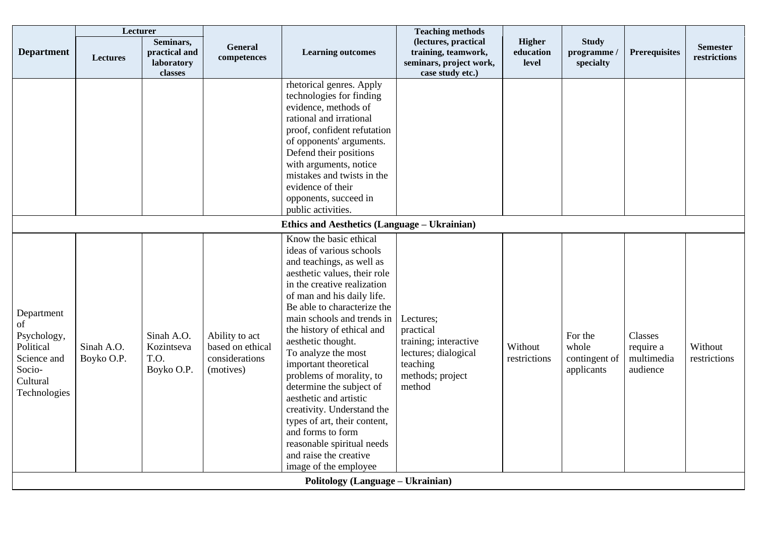| Department | Lecturer | | General competences | Learning outcomes | Teaching methods (lectures, practical training, teamwork, seminars, project work, case study etc.) | Higher education level | Study programme / specialty | Prerequisites | Semester restrictions |
|---|---|---|---|---|---|---|---|---|---|
| | Lectures | Seminars, practical and laboratory classes | | | | | | | |
| | | | | rhetorical genres. Apply technologies for finding evidence, methods of rational and irrational proof, confident refutation of opponents' arguments. Defend their positions with arguments, notice mistakes and twists in the evidence of their opponents, succeed in public activities. | | | | | |
| **Ethics and Aesthetics (Language – Ukrainian)** | | | | | | | | | |
| Department of Psychology, Political Science and Socio-Cultural Technologies | Sinah A.O. Boyko O.P. | Sinah A.O. Kozintseva T.O. Boyko O.P. | Ability to act based on ethical considerations (motives) | Know the basic ethical ideas of various schools and teachings, as well as aesthetic values, their role in the creative realization of man and his daily life. Be able to characterize the main schools and trends in the history of ethical and aesthetic thought. To analyze the most important theoretical problems of morality, to determine the subject of aesthetic and artistic creativity. Understand the types of art, their content, and forms to form reasonable spiritual needs and raise the creative image of the employee | Lectures; practical training; interactive lectures; dialogical teaching methods; project method | Without restrictions | For the whole contingent of applicants | Classes require a multimedia audience | Without restrictions |
| **Politology (Language – Ukrainian)** | | | | | | | | | |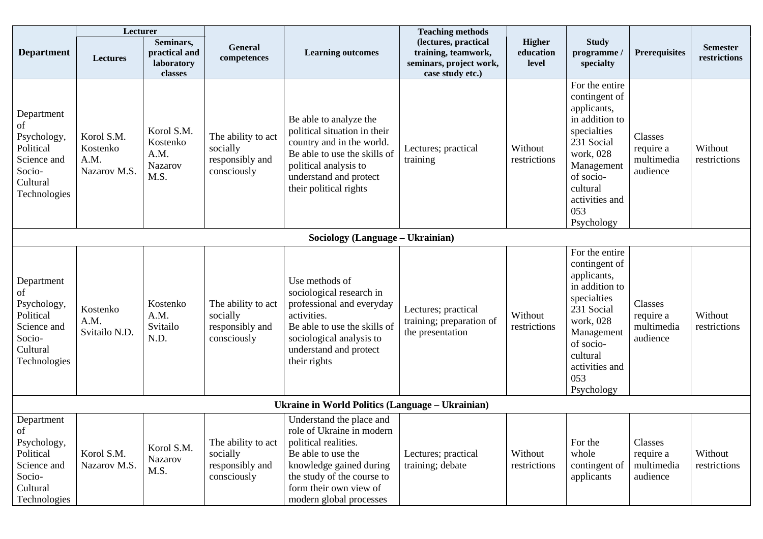| Department | Lecturer | | General competences | Learning outcomes | Teaching methods (lectures, practical training, teamwork, seminars, project work, case study etc.) | Higher education level | Study programme / specialty | Prerequisites | Semester restrictions |
|---|---|---|---|---|---|---|---|---|---|
| | Lectures | Seminars, practical and laboratory classes | | | | | | | |
| Department of Psychology, Political Science and Socio-Cultural Technologies | Korol S.M. Kostenko A.M. Nazarov M.S. | Korol S.M. Kostenko A.M. Nazarov M.S. | The ability to act socially responsibly and consciously | Be able to analyze the political situation in their country and in the world. Be able to use the skills of political analysis to understand and protect their political rights | Lectures; practical training | Without restrictions | For the entire contingent of applicants, in addition to specialties 231 Social work, 028 Management of socio-cultural activities and 053 Psychology | Classes require a multimedia audience | Without restrictions |
| **Sociology (Language – Ukrainian)** | | | | | | | | | |
| Department of Psychology, Political Science and Socio-Cultural Technologies | Kostenko A.M. Svitailo N.D. | Kostenko A.M. Svitailo N.D. | The ability to act socially responsibly and consciously | Use methods of sociological research in professional and everyday activities. Be able to use the skills of sociological analysis to understand and protect their rights | Lectures; practical training; preparation of the presentation | Without restrictions | For the entire contingent of applicants, in addition to specialties 231 Social work, 028 Management of socio-cultural activities and 053 Psychology | Classes require a multimedia audience | Without restrictions |
| **Ukraine in World Politics (Language – Ukrainian)** | | | | | | | | | |
| Department of Psychology, Political Science and Socio-Cultural Technologies | Korol S.M. Nazarov M.S. | Korol S.M. Nazarov M.S. | The ability to act socially responsibly and consciously | Understand the place and role of Ukraine in modern political realities. Be able to use the knowledge gained during the study of the course to form their own view of modern global processes | Lectures; practical training; debate | Without restrictions | For the whole contingent of applicants | Classes require a multimedia audience | Without restrictions |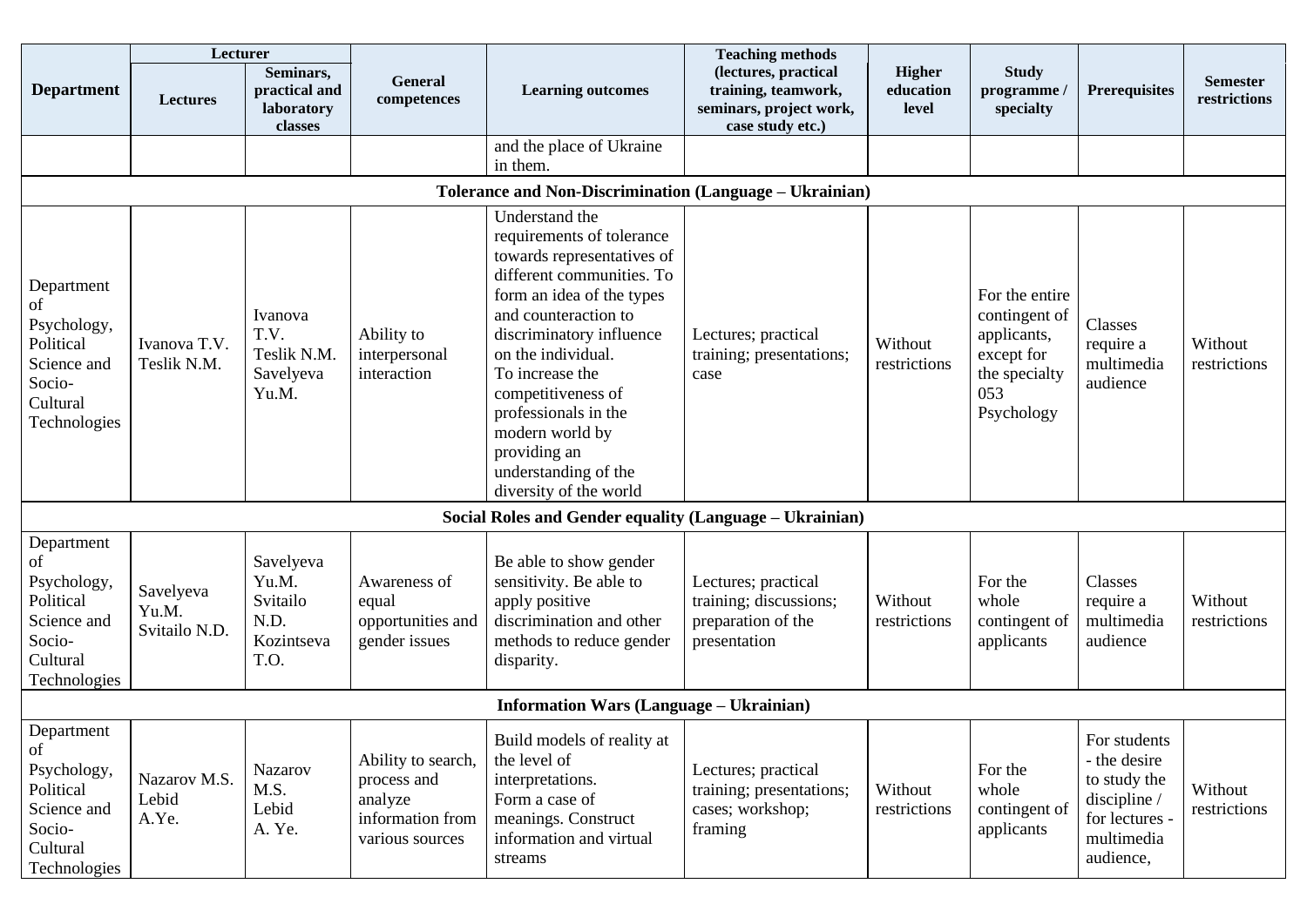| Department | Lecturer | | General competences | Learning outcomes | Teaching methods (lectures, practical training, teamwork, seminars, project work, case study etc.) | Higher education level | Study programme / specialty | Prerequisites | Semester restrictions |
|---|---|---|---|---|---|---|---|---|---|
| | Lectures | Seminars, practical and laboratory classes | | | | | | | |
| | | | | and the place of Ukraine in them. | | | | | |
| **Tolerance and Non-Discrimination (Language – Ukrainian)** | | | | | | | | | |
| Department of Psychology, Political Science and Socio-Cultural Technologies | Ivanova T.V. Teslik N.M. | Ivanova T.V. Teslik N.M. Savelyeva Yu.M. | Ability to interpersonal interaction | Understand the requirements of tolerance towards representatives of different communities. To form an idea of the types and counteraction to discriminatory influence on the individual. To increase the competitiveness of professionals in the modern world by providing an understanding of the diversity of the world | Lectures; practical training; presentations; case | Without restrictions | For the entire contingent of applicants, except for the specialty 053 Psychology | Classes require a multimedia audience | Without restrictions |
| **Social Roles and Gender equality (Language – Ukrainian)** | | | | | | | | | |
| Department of Psychology, Political Science and Socio-Cultural Technologies | Savelyeva Yu.M. Svitailo N.D. | Savelyeva Yu.M. Svitailo N.D. Kozintseva T.O. | Awareness of equal opportunities and gender issues | Be able to show gender sensitivity. Be able to apply positive discrimination and other methods to reduce gender disparity. | Lectures; practical training; discussions; preparation of the presentation | Without restrictions | For the whole contingent of applicants | Classes require a multimedia audience | Without restrictions |
| **Information Wars (Language – Ukrainian)** | | | | | | | | | |
| Department of Psychology, Political Science and Socio-Cultural Technologies | Nazarov M.S. Lebid A.Ye. | Nazarov M.S. Lebid A. Ye. | Ability to search, process and analyze information from various sources | Build models of reality at the level of interpretations. Form a case of meanings. Construct information and virtual streams | Lectures; practical training; presentations; cases; workshop; framing | Without restrictions | For the whole contingent of applicants | For students - the desire to study the discipline / for lectures - multimedia audience, | Without restrictions |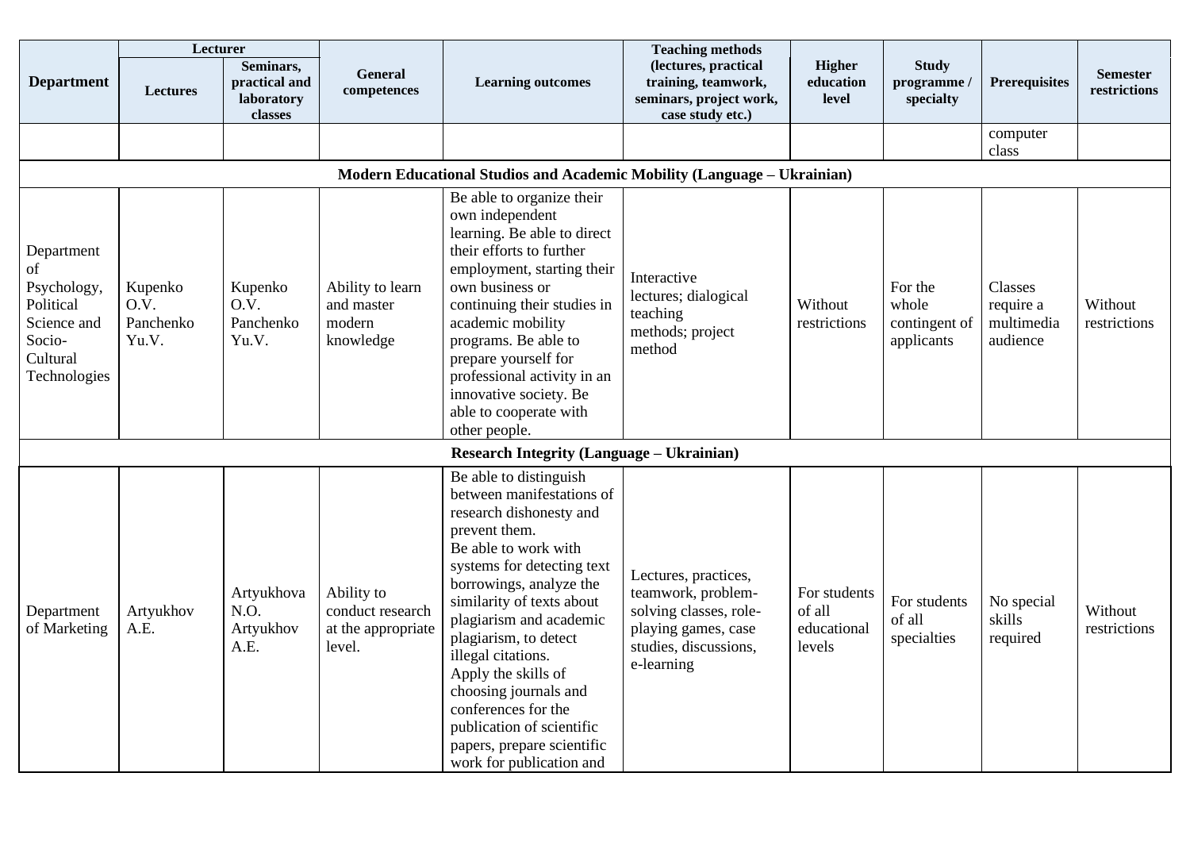| Department | Lecturer | | General competences | Learning outcomes | Teaching methods (lectures, practical training, teamwork, seminars, project work, case study etc.) | Higher education level | Study programme / specialty | Prerequisites | Semester restrictions |
|---|---|---|---|---|---|---|---|---|---|
| | Lectures | Seminars, practical and laboratory classes | | | | | | | |
| | | | | | | | | computer class | |
| **Modern Educational Studios and Academic Mobility (Language – Ukrainian)** | | | | | | | | | |
| Department of Psychology, Political Science and Socio-Cultural Technologies | Kupenko O.V. Panchenko Yu.V. | Kupenko O.V. Panchenko Yu.V. | Ability to learn and master modern knowledge | Be able to organize their own independent learning. Be able to direct their efforts to further employment, starting their own business or continuing their studies in academic mobility programs. Be able to prepare yourself for professional activity in an innovative society. Be able to cooperate with other people. | Interactive lectures; dialogical teaching methods; project method | Without restrictions | For the whole contingent of applicants | Classes require a multimedia audience | Without restrictions |
| **Research Integrity (Language – Ukrainian)** | | | | | | | | | |
| Department of Marketing | Artyukhov A.E. | Artyukhova N.O. Artyukhov A.E. | Ability to conduct research at the appropriate level. | Be able to distinguish between manifestations of research dishonesty and prevent them. Be able to work with systems for detecting text borrowings, analyze the similarity of texts about plagiarism and academic plagiarism, to detect illegal citations. Apply the skills of choosing journals and conferences for the publication of scientific papers, prepare scientific work for publication and | Lectures, practices, teamwork, problem-solving classes, role-playing games, case studies, discussions, e-learning | For students of all educational levels | For students of all specialties | No special skills required | Without restrictions |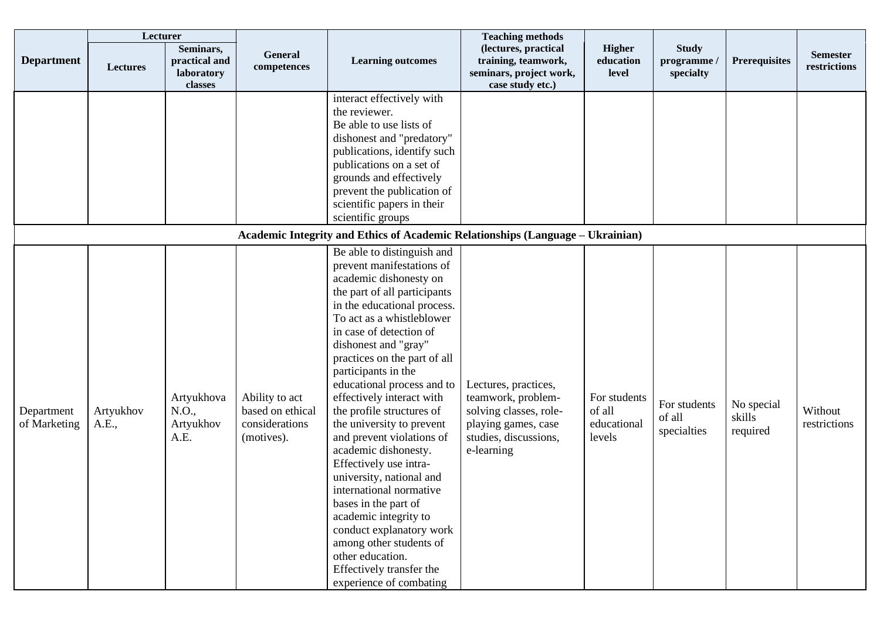| Department | Lecturer | | General competences | Learning outcomes | Teaching methods (lectures, practical training, teamwork, seminars, project work, case study etc.) | Higher education level | Study programme / specialty | Prerequisites | Semester restrictions |
|---|---|---|---|---|---|---|---|---|---|
| | Lectures | Seminars, practical and laboratory classes | | | | | | | |
| | | | | interact effectively with the reviewer. Be able to use lists of dishonest and "predatory" publications, identify such publications on a set of grounds and effectively prevent the publication of scientific papers in their scientific groups | | | | | |
| **Academic Integrity and Ethics of Academic Relationships (Language – Ukrainian)** | | | | | | | | | |
| Department of Marketing | Artyukhov A.E., | Artyukhova N.O., Artyukhov A.E. | Ability to act based on ethical considerations (motives). | Be able to distinguish and prevent manifestations of academic dishonesty on the part of all participants in the educational process. To act as a whistleblower in case of detection of dishonest and "gray" practices on the part of all participants in the educational process and to effectively interact with the profile structures of the university to prevent and prevent violations of academic dishonesty. Effectively use intra-university, national and international normative bases in the part of academic integrity to conduct explanatory work among other students of other education. Effectively transfer the experience of combating | Lectures, practices, teamwork, problem-solving classes, role-playing games, case studies, discussions, e-learning | For students of all educational levels | For students of all specialties | No special skills required | Without restrictions |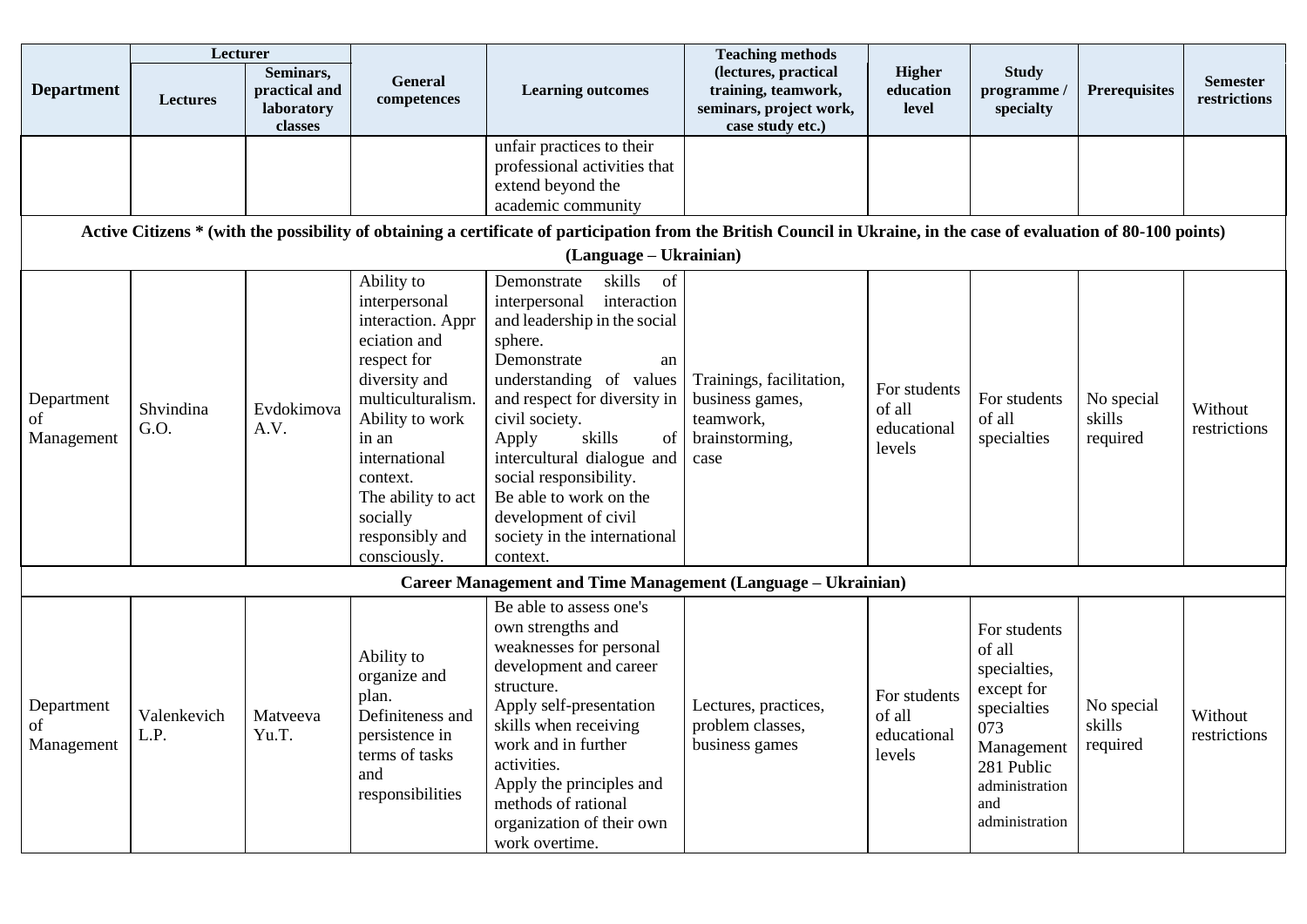| Department | Lecturer | | General competences | Learning outcomes | Teaching methods (lectures, practical training, teamwork, seminars, project work, case study etc.) | Higher education level | Study programme / specialty | Prerequisites | Semester restrictions |
|---|---|---|---|---|---|---|---|---|---|
| | Lectures | Seminars, practical and laboratory classes | | | | | | | |
| | | | | unfair practices to their professional activities that extend beyond the academic community | | | | | |
| **Active Citizens * (with the possibility of obtaining a certificate of participation from the British Council in Ukraine, in the case of evaluation of 80-100 points) (Language – Ukrainian)** | | | | | | | | | |
| Department of Management | Shvindina G.O. | Evdokimova A.V. | Ability to interpersonal interaction. Appreciation and respect for diversity and multiculturalism. Ability to work in an international context. The ability to act socially responsibly and consciously. | Demonstrate skills of interpersonal interaction and leadership in the social sphere. Demonstrate an understanding of values and respect for diversity in civil society. Apply skills of intercultural dialogue and social responsibility. Be able to work on the development of civil society in the international context. | Trainings, facilitation, business games, teamwork, brainstorming, case | For students of all educational levels | For students of all specialties | No special skills required | Without restrictions |
| **Career Management and Time Management (Language – Ukrainian)** | | | | | | | | | |
| Department of Management | Valenkevich L.P. | Matveeva Yu.T. | Ability to organize and plan. Definiteness and persistence in terms of tasks and responsibilities | Be able to assess one's own strengths and weaknesses for personal development and career structure. Apply self-presentation skills when receiving work and in further activities. Apply the principles and methods of rational organization of their own work overtime. | Lectures, practices, problem classes, business games | For students of all educational levels | For students of all specialties, except for specialties 073 Management 281 Public administration and administration | No special skills required | Without restrictions |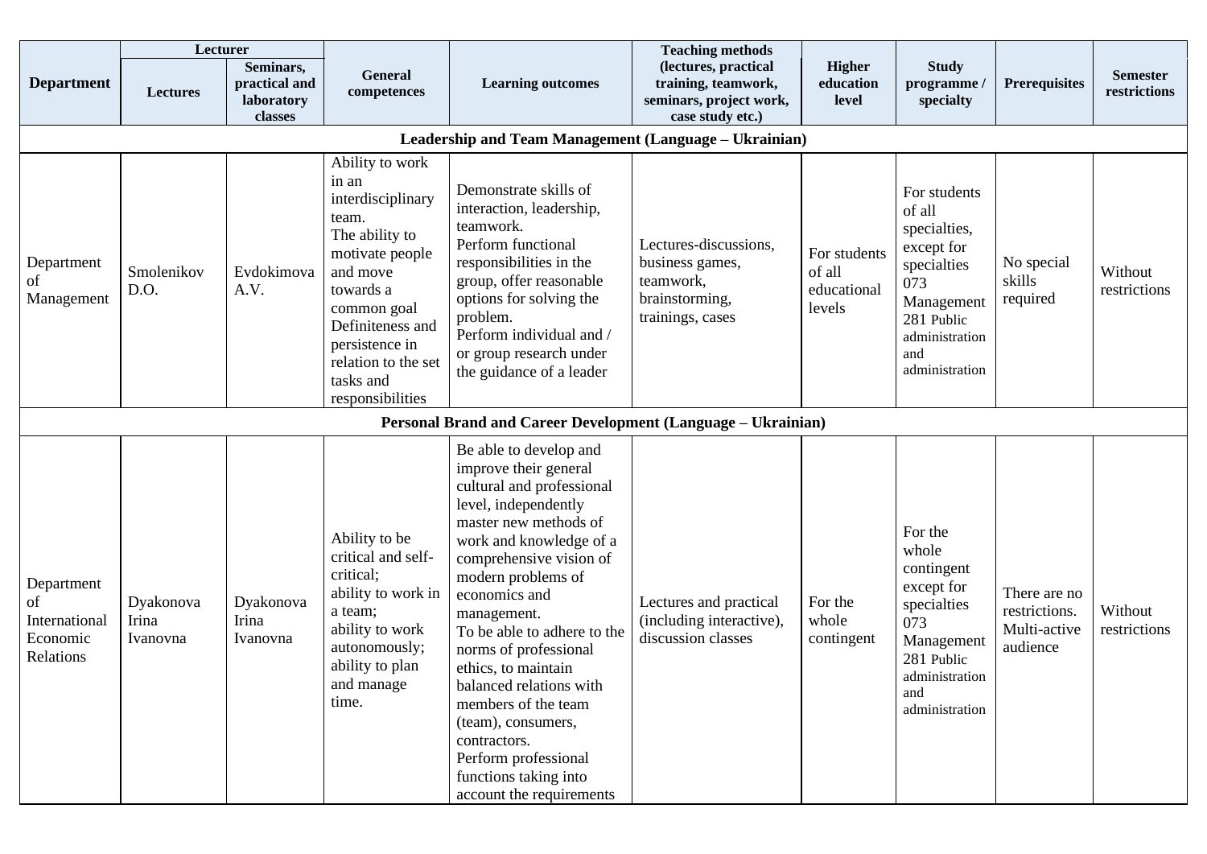| Department | Lecturer | | General competences | Learning outcomes | Teaching methods (lectures, practical training, teamwork, seminars, project work, case study etc.) | Higher education level | Study programme / specialty | Prerequisites | Semester restrictions |
|---|---|---|---|---|---|---|---|---|---|
| | Lectures | Seminars, practical and laboratory classes | | | | | | | |
| **Leadership and Team Management (Language – Ukrainian)** | | | | | | | | | |
| Department of Management | Smolenikov D.O. | Evdokimova A.V. | Ability to work in an interdisciplinary team.<br>The ability to motivate people and move towards a common goal<br>Definiteness and persistence in relation to the set tasks and responsibilities | Demonstrate skills of interaction, leadership, teamwork.<br>Perform functional responsibilities in the group, offer reasonable options for solving the problem.<br>Perform individual and / or group research under the guidance of a leader | Lectures-discussions, business games, teamwork, brainstorming, trainings, cases | For students of all educational levels | For students of all specialties, except for specialties 073 Management 281 Public administration and administration | No special skills required | Without restrictions |
| **Personal Brand and Career Development (Language – Ukrainian)** | | | | | | | | | |
| Department of International Economic Relations | Dyakonova Irina Ivanovna | Dyakonova Irina Ivanovna | Ability to be critical and self-critical;<br>ability to work in a team;<br>ability to work autonomously;<br>ability to plan and manage time. | Be able to develop and improve their general cultural and professional level, independently master new methods of work and knowledge of a comprehensive vision of modern problems of economics and management.<br>To be able to adhere to the norms of professional ethics, to maintain balanced relations with members of the team (team), consumers, contractors.<br>Perform professional functions taking into account the requirements | Lectures and practical (including interactive), discussion classes | For the whole contingent | For the whole contingent except for specialties 073 Management 281 Public administration and administration | There are no restrictions. Multi-active audience | Without restrictions |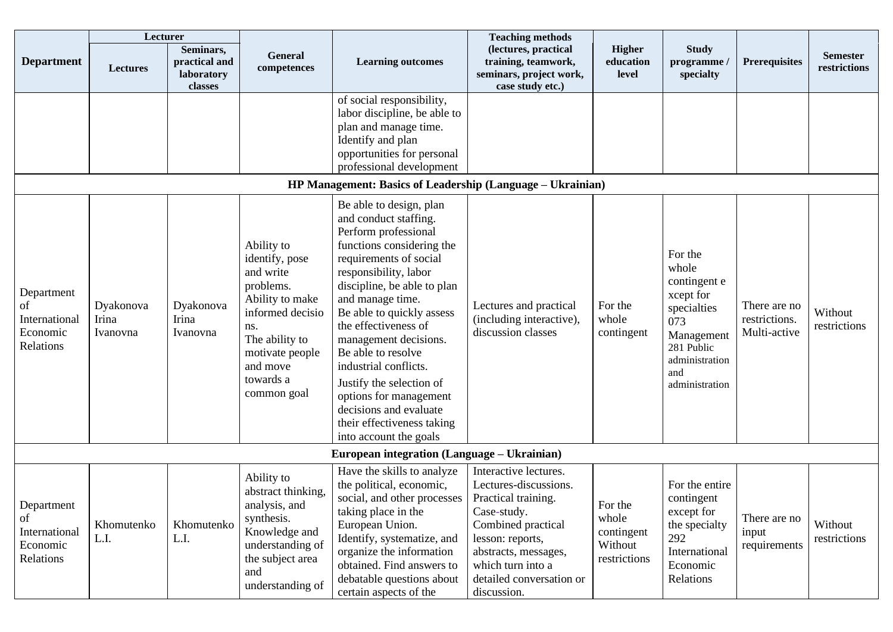| Department | Lecturer | | General competences | Learning outcomes | Teaching methods (lectures, practical training, teamwork, seminars, project work, case study etc.) | Higher education level | Study programme / specialty | Prerequisites | Semester restrictions |
|---|---|---|---|---|---|---|---|---|---|
| | Lectures | Seminars, practical and laboratory classes | | | | | | | |
| | | | | of social responsibility, labor discipline, be able to plan and manage time. Identify and plan opportunities for personal professional development | | | | | |
| **HP Management: Basics of Leadership (Language – Ukrainian)** | | | | | | | | | |
| Department of International Economic Relations | Dyakonova Irina Ivanovna | Dyakonova Irina Ivanovna | Ability to identify, pose and write problems. Ability to make informed decisions. The ability to motivate people and move towards a common goal | Be able to design, plan and conduct staffing. Perform professional functions considering the requirements of social responsibility, labor discipline, be able to plan and manage time. Be able to quickly assess the effectiveness of management decisions. Be able to resolve industrial conflicts. Justify the selection of options for management decisions and evaluate their effectiveness taking into account the goals | Lectures and practical (including interactive), discussion classes | For the whole contingent | For the whole contingent except for specialties 073 Management 281 Public administration and administration | There are no restrictions. Multi-active | Without restrictions |
| **European integration (Language – Ukrainian)** | | | | | | | | | |
| Department of International Economic Relations | Khomutenko L.I. | Khomutenko L.I. | Ability to abstract thinking, analysis, and synthesis. Knowledge and understanding of the subject area and understanding of | Have the skills to analyze the political, economic, social, and other processes taking place in the European Union. Identify, systematize, and organize the information obtained. Find answers to debatable questions about certain aspects of the | Interactive lectures. Lectures-discussions. Practical training. Case-study. Combined practical lesson: reports, abstracts, messages, which turn into a detailed conversation or discussion. | For the whole contingent Without restrictions | For the entire contingent except for the specialty 292 International Economic Relations | There are no input requirements | Without restrictions |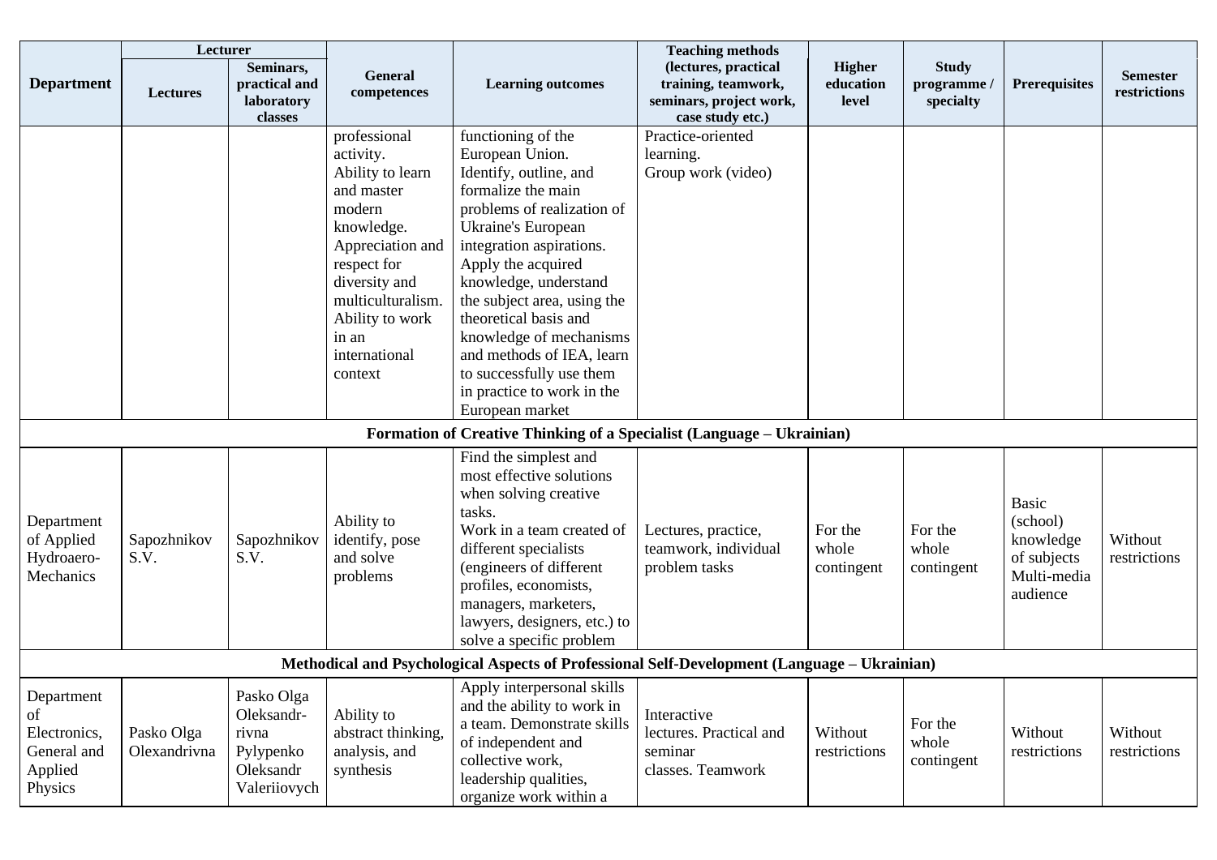| Department | Lecturer | | General competences | Learning outcomes | Teaching methods (lectures, practical training, teamwork, seminars, project work, case study etc.) | Higher education level | Study programme / specialty | Prerequisites | Semester restrictions |
|---|---|---|---|---|---|---|---|---|---|
| | Lectures | Seminars, practical and laboratory classes | | | | | | | |
| | | | professional activity. Ability to learn and master modern knowledge. Appreciation and respect for diversity and multiculturalism. Ability to work in an international context | functioning of the European Union. Identify, outline, and formalize the main problems of realization of Ukraine's European integration aspirations. Apply the acquired knowledge, understand the subject area, using the theoretical basis and knowledge of mechanisms and methods of IEA, learn to successfully use them in practice to work in the European market | Practice-oriented learning. Group work (video) | | | | |
| **Formation of Creative Thinking of a Specialist (Language – Ukrainian)** | | | | | | | | | |
| Department of Applied Hydroaero-Mechanics | Sapozhnikov S.V. | Sapozhnikov S.V. | Ability to identify, pose and solve problems | Find the simplest and most effective solutions when solving creative tasks. Work in a team created of different specialists (engineers of different profiles, economists, managers, marketers, lawyers, designers, etc.) to solve a specific problem | Lectures, practice, teamwork, individual problem tasks | For the whole contingent | For the whole contingent | Basic (school) knowledge of subjects Multi-media audience | Without restrictions |
| **Methodical and Psychological Aspects of Professional Self-Development (Language – Ukrainian)** | | | | | | | | | |
| Department of Electronics, General and Applied Physics | Pasko Olga Olexandrivna | Pasko Olga Oleksandr-rivna Pylypenko Oleksandr Valeriiovych | Ability to abstract thinking, analysis, and synthesis | Apply interpersonal skills and the ability to work in a team. Demonstrate skills of independent and collective work, leadership qualities, organize work within a | Interactive lectures. Practical and seminar classes. Teamwork | Without restrictions | For the whole contingent | Without restrictions | Without restrictions |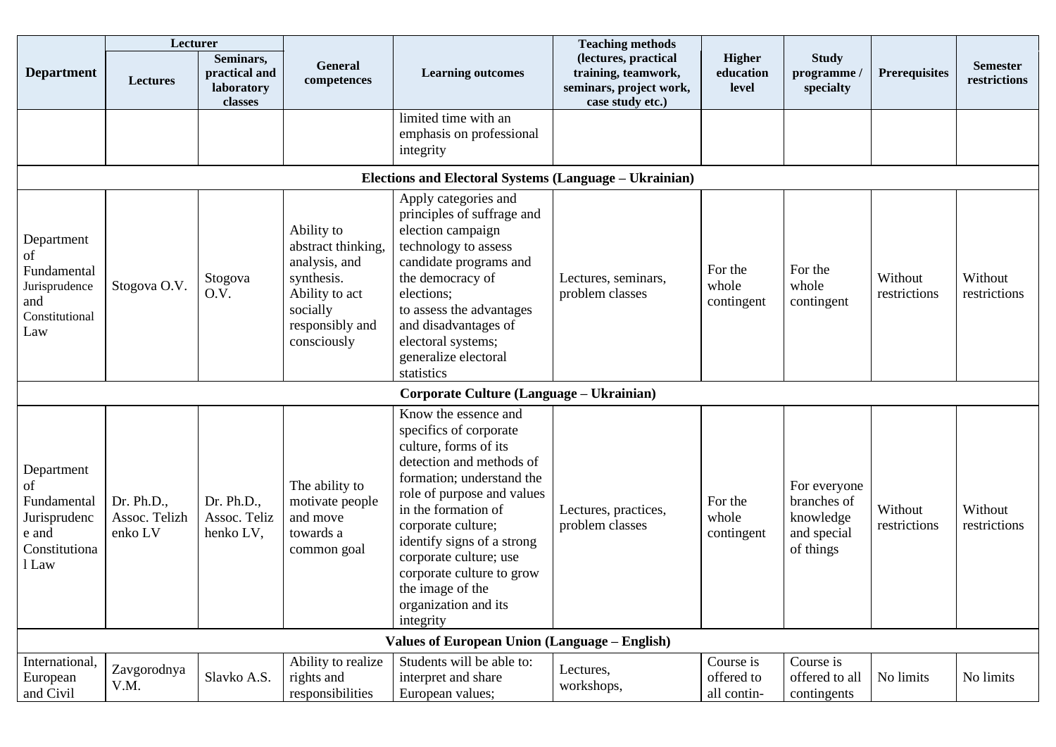| Department | Lecturer | | General competences | Learning outcomes | Teaching methods (lectures, practical training, teamwork, seminars, project work, case study etc.) | Higher education level | Study programme / specialty | Prerequisites | Semester restrictions |
|---|---|---|---|---|---|---|---|---|---|
| | Lectures | Seminars, practical and laboratory classes | | | | | | | |
| | | | | limited time with an emphasis on professional integrity | | | | | |
| **Elections and Electoral Systems (Language – Ukrainian)** | | | | | | | | | |
| Department of Fundamental Jurisprudence and Constitutional Law | Stogova O.V. | Stogova O.V. | Ability to abstract thinking, analysis, and synthesis. Ability to act socially responsibly and consciously | Apply categories and principles of suffrage and election campaign technology to assess candidate programs and the democracy of elections; to assess the advantages and disadvantages of electoral systems; generalize electoral statistics | Lectures, seminars, problem classes | For the whole contingent | For the whole contingent | Without restrictions | Without restrictions |
| **Corporate Culture (Language – Ukrainian)** | | | | | | | | | |
| Department of Fundamental Jurisprudence and Constitutional Law | Dr. Ph.D., Assoc. Telizhenko LV | Dr. Ph.D., Assoc. Telizhenko LV, | The ability to motivate people and move towards a common goal | Know the essence and specifics of corporate culture, forms of its detection and methods of formation; understand the role of purpose and values in the formation of corporate culture; identify signs of a strong corporate culture; use corporate culture to grow the image of the organization and its integrity | Lectures, practices, problem classes | For the whole contingent | For everyone branches of knowledge and special of things | Without restrictions | Without restrictions |
| **Values of European Union (Language – English)** | | | | | | | | | |
| International, European and Civil | Zavgorodnya V.M. | Slavko A.S. | Ability to realize rights and responsibilities | Students will be able to: interpret and share European values; | Lectures, workshops, | Course is offered to all contin- | Course is offered to all contingents | No limits | No limits |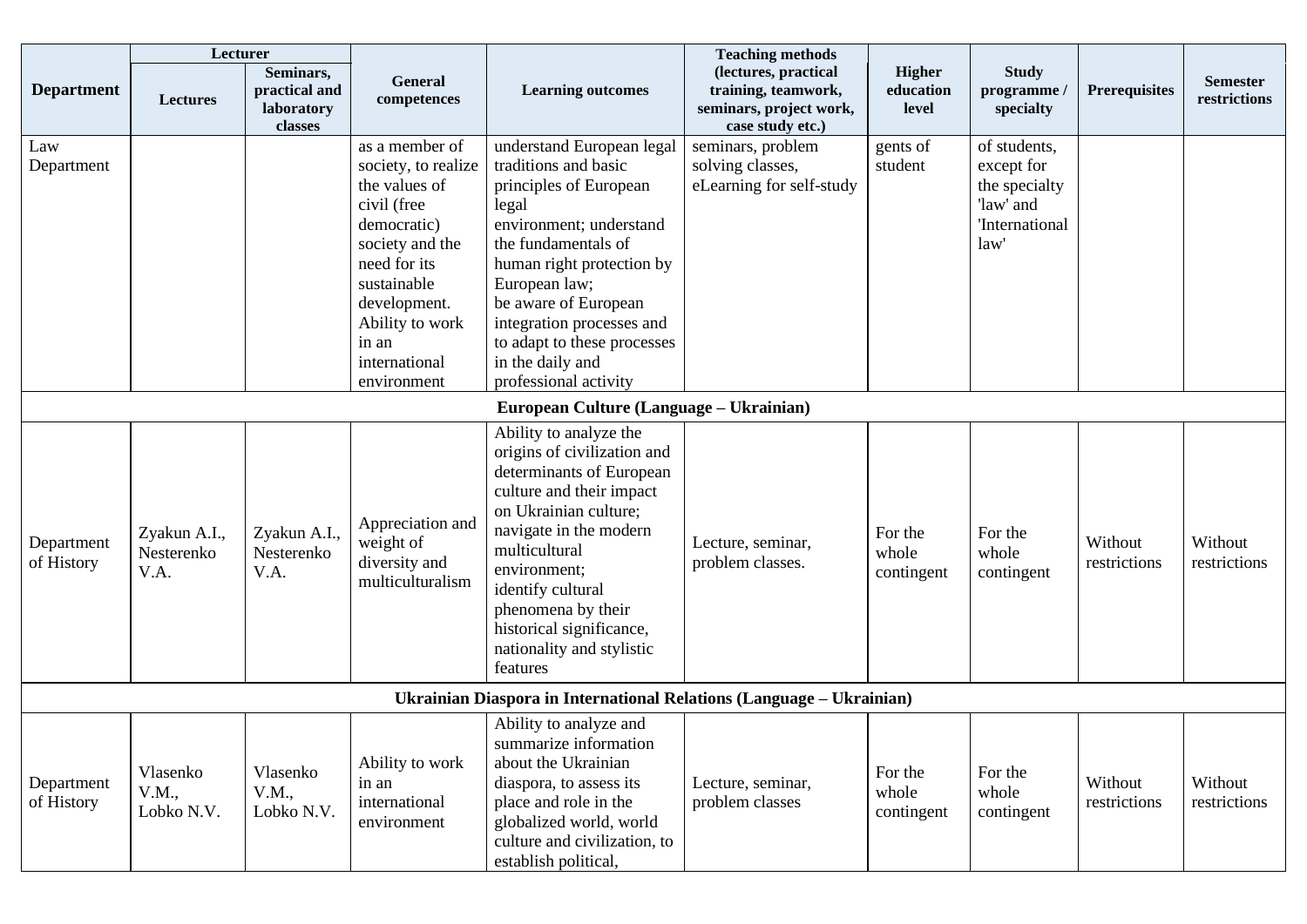| Department | Lecturer | | General competences | Learning outcomes | Teaching methods (lectures, practical training, teamwork, seminars, project work, case study etc.) | Higher education level | Study programme / specialty | Prerequisites | Semester restrictions |
|---|---|---|---|---|---|---|---|---|---|
| | Lectures | Seminars, practical and laboratory classes | | | | | | | |
| Law Department | | | as a member of society, to realize the values of civil (free democratic) society and the need for its sustainable development. Ability to work in an international environment | understand European legal traditions and basic principles of European legal environment; understand the fundamentals of human right protection by European law; be aware of European integration processes and to adapt to these processes in the daily and professional activity | seminars, problem solving classes, eLearning for self-study | gents of student | of students, except for the specialty 'law' and 'International law' | | |
| **European Culture (Language – Ukrainian)** | | | | | | | | | |
| Department of History | Zyakun A.I., Nesterenko V.A. | Zyakun A.I., Nesterenko V.A. | Appreciation and weight of diversity and multiculturalism | Ability to analyze the origins of civilization and determinants of European culture and their impact on Ukrainian culture; navigate in the modern multicultural environment; identify cultural phenomena by their historical significance, nationality and stylistic features | Lecture, seminar, problem classes. | For the whole contingent | For the whole contingent | Without restrictions | Without restrictions |
| **Ukrainian Diaspora in International Relations (Language – Ukrainian)** | | | | | | | | | |
| Department of History | Vlasenko V.M., Lobko N.V. | Vlasenko V.M., Lobko N.V. | Ability to work in an international environment | Ability to analyze and summarize information about the Ukrainian diaspora, to assess its place and role in the globalized world, world culture and civilization, to establish political, | Lecture, seminar, problem classes | For the whole contingent | For the whole contingent | Without restrictions | Without restrictions |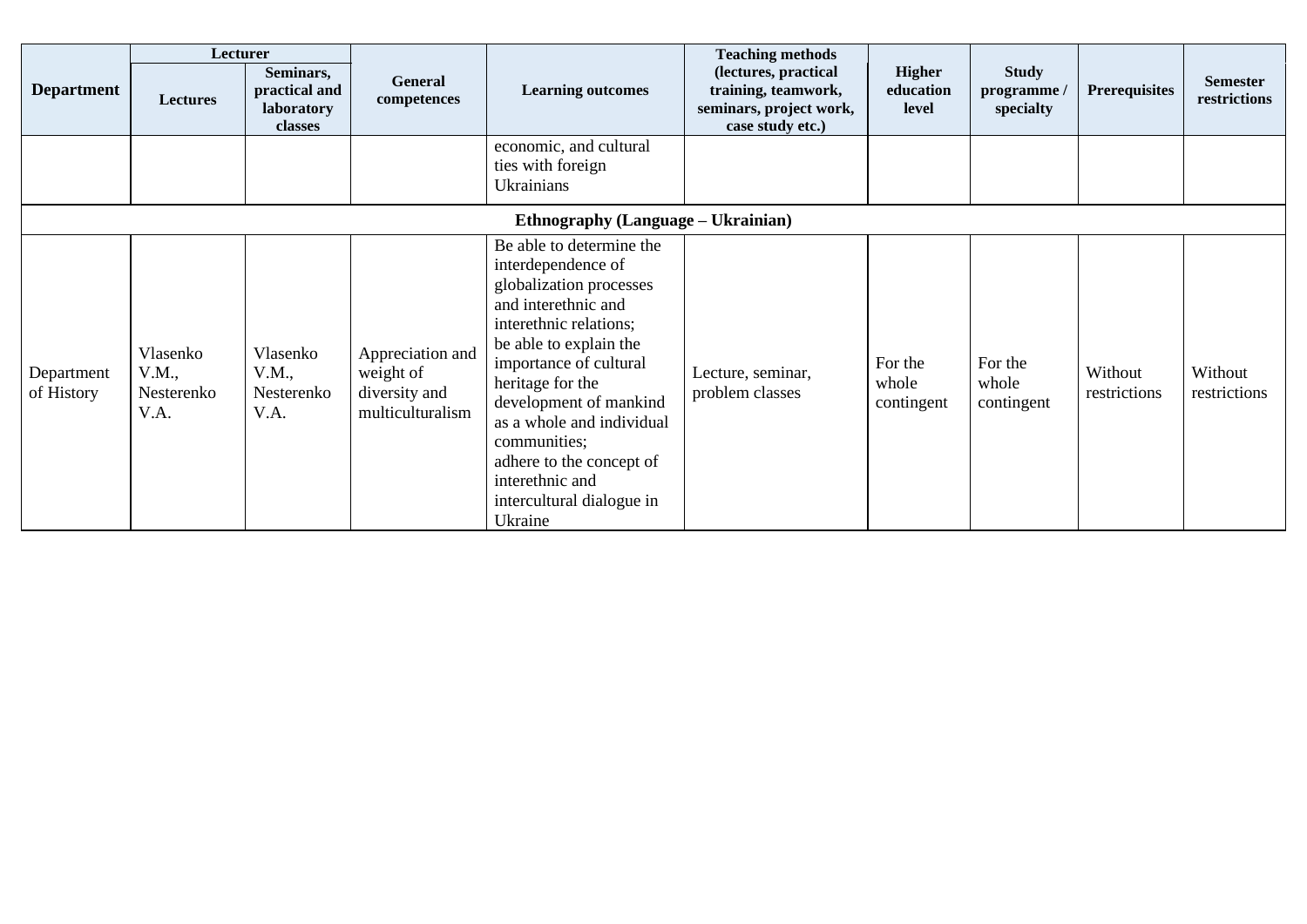| Department | Lecturer | | General competences | Learning outcomes | Teaching methods (lectures, practical training, teamwork, seminars, project work, case study etc.) | Higher education level | Study programme / specialty | Prerequisites | Semester restrictions |
|---|---|---|---|---|---|---|---|---|---|
| | Lectures | Seminars, practical and laboratory classes | | | | | | | |
| | | | | economic, and cultural ties with foreign Ukrainians | | | | | |
| **Ethnography (Language – Ukrainian)** | | | | | | | | | |
| Department of History | Vlasenko V.M., Nesterenko V.A. | Vlasenko V.M., Nesterenko V.A. | Appreciation and weight of diversity and multiculturalism | Be able to determine the interdependence of globalization processes and interethnic and interethnic relations; be able to explain the importance of cultural heritage for the development of mankind as a whole and individual communities; adhere to the concept of interethnic and intercultural dialogue in Ukraine | Lecture, seminar, problem classes | For the whole contingent | For the whole contingent | Without restrictions | Without restrictions |